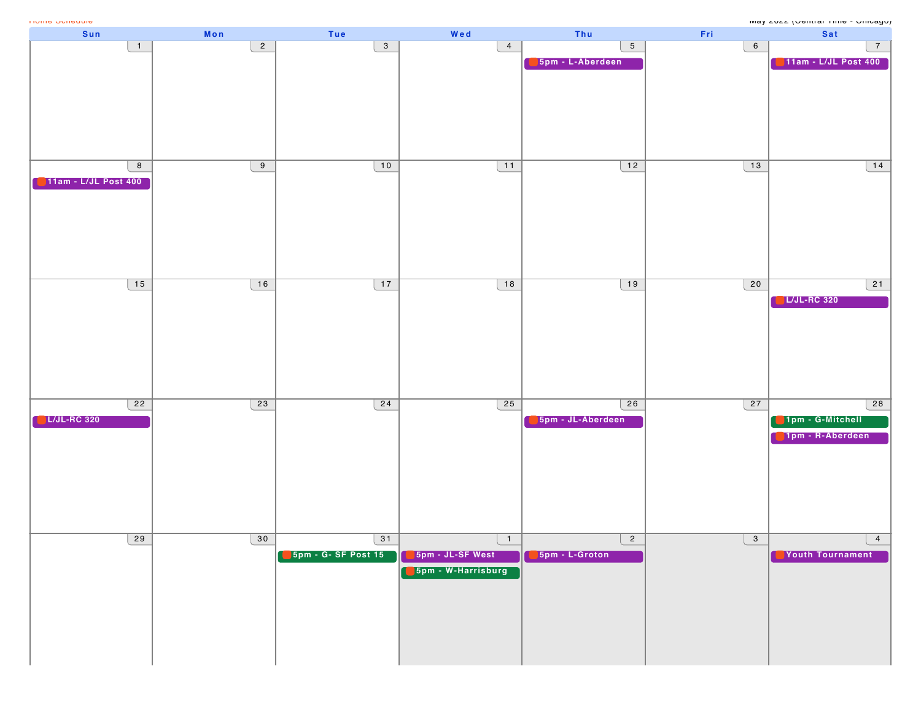Home Schedule

May 2022 (Central Time - Chicago)

| Sun | Mon | Tue | Wed | Thu | Fri | Sat |
|---|---|---|---|---|---|---|
| 1 | 2 | 3 | 4 | 5<br>5pm - L-Aberdeen | 6 | 7<br>11am - L/JL Post 400 |
| 8<br>11am - L/JL Post 400 | 9 | 10 | 11 | 12 | 13 | 14 |
| 15 | 16 | 17 | 18 | 19 | 20 | 21<br>L/JL-RC 320 |
| 22<br>L/JL-RC 320 | 23 | 24 | 25 | 26<br>5pm - JL-Aberdeen | 27 | 28<br>1pm - G-Mitchell<br>1pm - R-Aberdeen |
| 29 | 30 | 31<br>5pm - G- SF Post 15 | 1<br>5pm - JL-SF West<br>5pm - W-Harrisburg | 2<br>5pm - L-Groton | 3 | 4<br>Youth Tournament |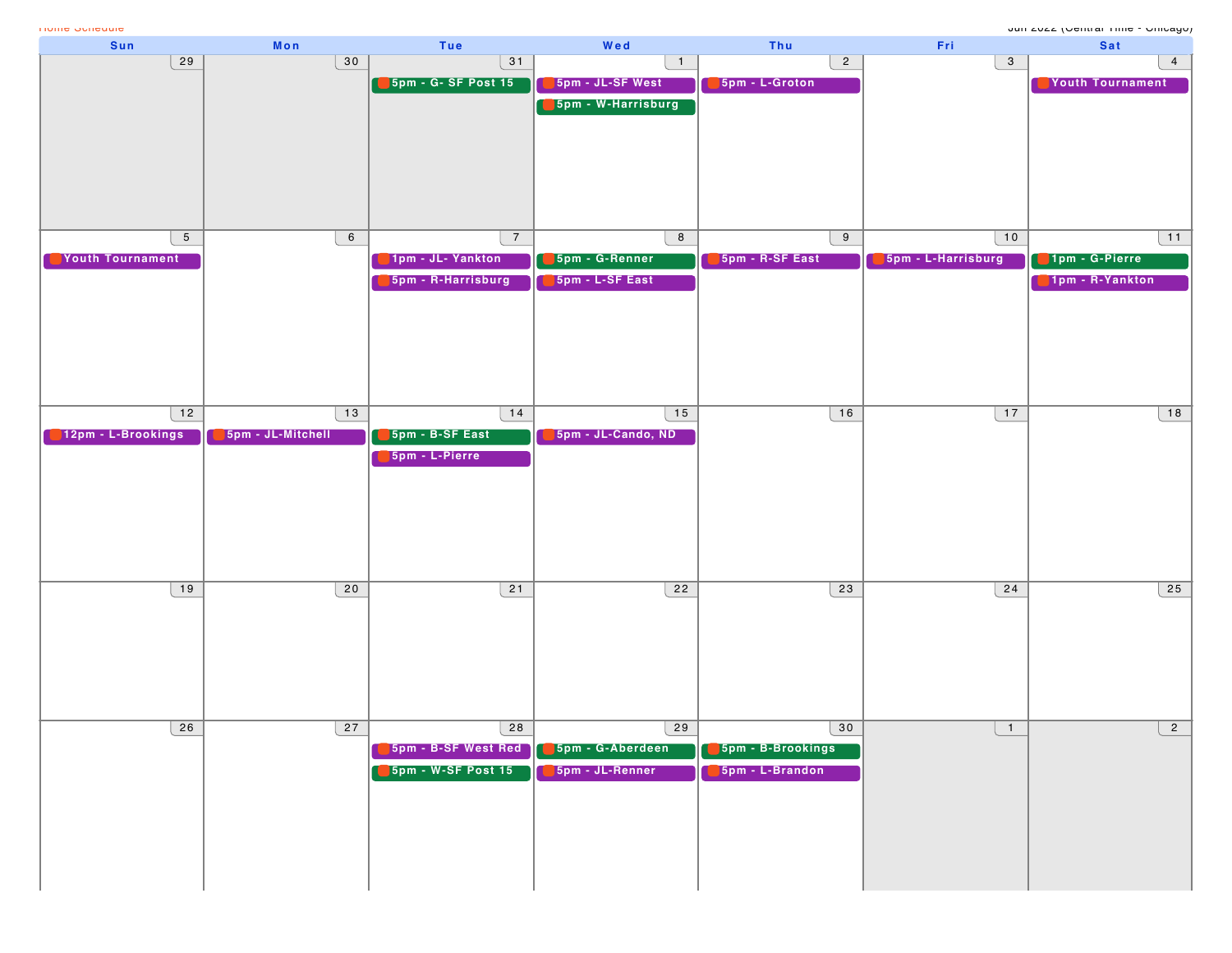Home Schedule

Jun 2022 (Central Time - Chicago)

| Sun | Mon | Tue | Wed | Thu | Fri | Sat |
|---|---|---|---|---|---|---|
| 29 | 30 | 31<br>5pm - G- SF Post 15 | 1<br>5pm - JL-SF West<br>5pm - W-Harrisburg | 2<br>5pm - L-Groton | 3 | 4<br>Youth Tournament |
| 5<br>Youth Tournament | 6 | 7<br>1pm - JL- Yankton<br>5pm - R-Harrisburg | 8<br>5pm - G-Renner<br>5pm - L-SF East | 9<br>5pm - R-SF East | 10<br>5pm - L-Harrisburg | 11<br>1pm - G-Pierre<br>1pm - R-Yankton |
| 12<br>12pm - L-Brookings | 13<br>5pm - JL-Mitchell | 14<br>5pm - B-SF East<br>5pm - L-Pierre | 15<br>5pm - JL-Cando, ND | 16 | 17 | 18 |
| 19 | 20 | 21 | 22 | 23 | 24 | 25 |
| 26 | 27 | 28<br>5pm - B-SF West Red<br>5pm - W-SF Post 15 | 29<br>5pm - G-Aberdeen<br>5pm - JL-Renner | 30<br>5pm - B-Brookings<br>5pm - L-Brandon | 1 | 2 |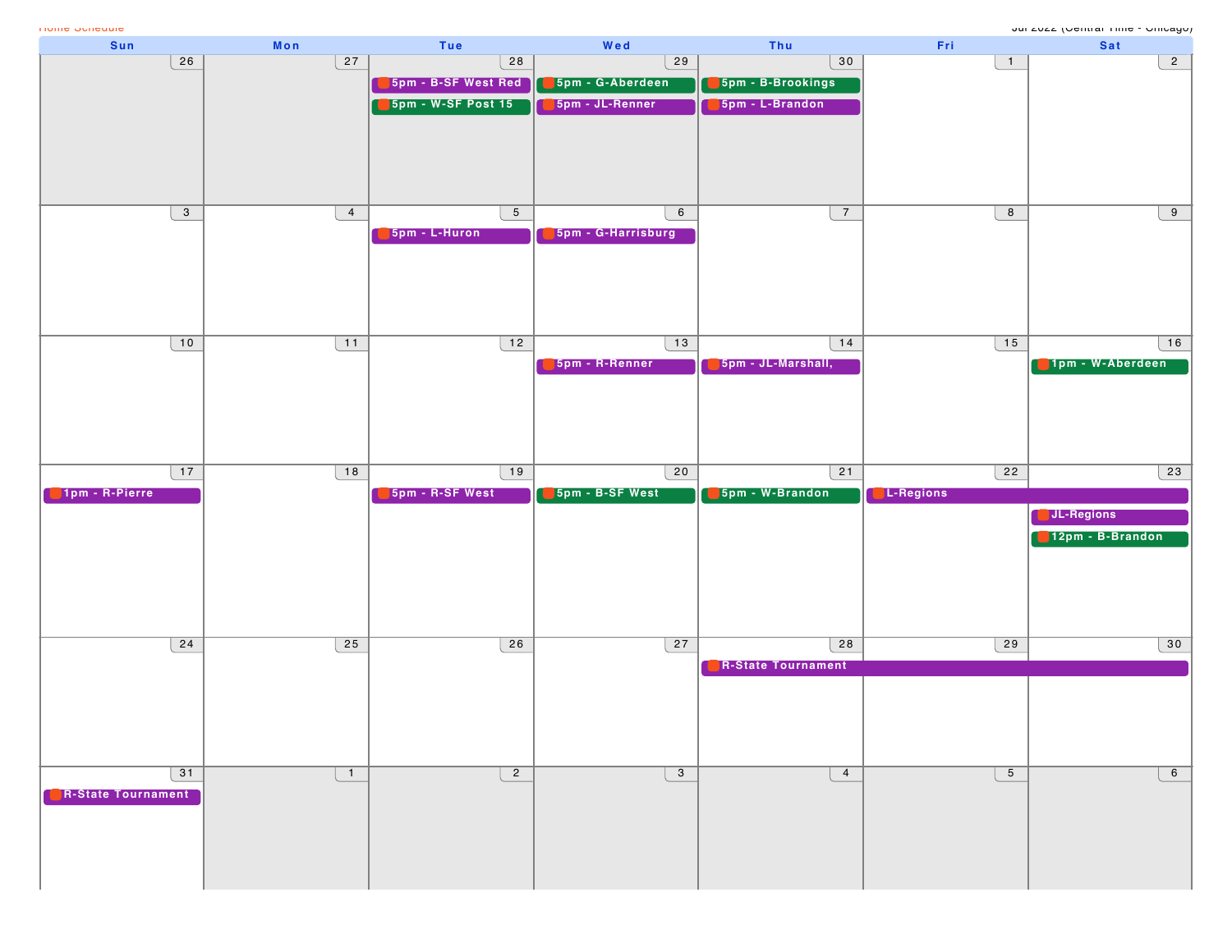Home Schedule

Jul 2022 (Central Time - Chicago)

| Sun | Mon | Tue | Wed | Thu | Fri | Sat |
|---|---|---|---|---|---|---|
| 26 | 27 | 28<br>5pm - B-SF West Red<br>5pm - W-SF Post 15 | 29<br>5pm - G-Aberdeen<br>5pm - JL-Renner | 30<br>5pm - B-Brookings<br>5pm - L-Brandon | 1 | 2 |
| 3 | 4 | 5<br>5pm - L-Huron | 6<br>5pm - G-Harrisburg | 7 | 8 | 9 |
| 10 | 11 | 12 | 13<br>5pm - R-Renner | 14<br>5pm - JL-Marshall, | 15 | 16<br>1pm - W-Aberdeen |
| 17<br>1pm - R-Pierre | 18 | 19<br>5pm - R-SF West | 20<br>5pm - B-SF West | 21<br>5pm - W-Brandon | 22<br>L-Regions | 23<br>L-Regions<br>JL-Regions<br>12pm - B-Brandon |
| 24 | 25 | 26 | 27 | 28<br>R-State Tournament | 29<br>R-State Tournament | 30<br>R-State Tournament |
| 31<br>R-State Tournament | 1 | 2 | 3 | 4 | 5 | 6 |